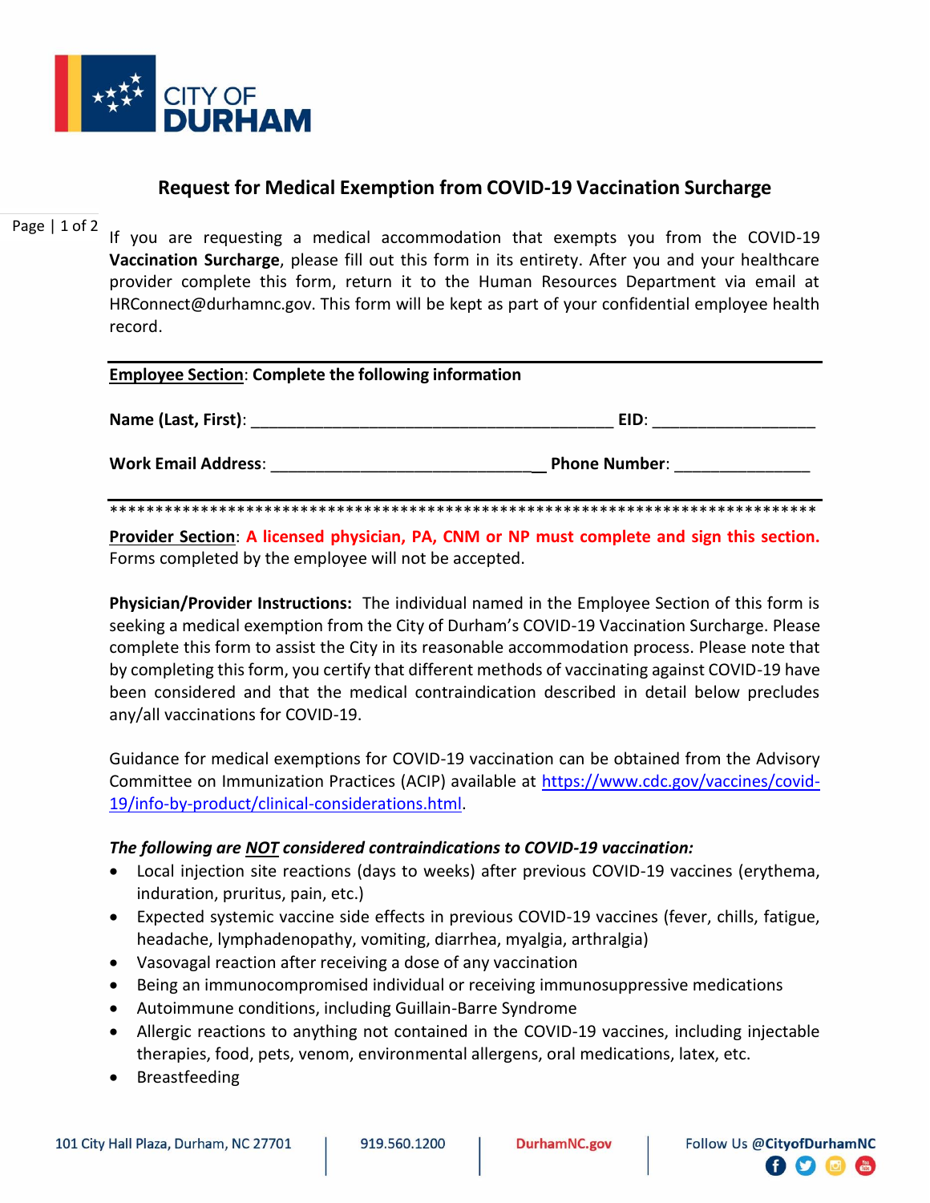CITY OF DURHAM

## Request for Medical Exemption from COVID-19 Vaccination Surcharge

If you are requesting a medical accommodation that exempts you from the COVID-19 **Vaccination Surcharge**, please fill out this form in its entirety. After you and your healthcare provider complete this form, return it to the Human Resources Department via email at HRConnect@durhamnc.gov. This form will be kept as part of your confidential employee health record.

---

**Employee Section: Complete the following information**

**Name (Last, First)**: ________________________________________ **EID**: __________________

**Work Email Address**: ______________________________ **Phone Number**: _______________

*******************************************************************************

**Provider Section**: **A licensed physician, PA, CNM or NP must complete and sign this section.** Forms completed by the employee will not be accepted.

**Physician/Provider Instructions:** The individual named in the Employee Section of this form is seeking a medical exemption from the City of Durham's COVID-19 Vaccination Surcharge. Please complete this form to assist the City in its reasonable accommodation process. Please note that by completing this form, you certify that different methods of vaccinating against COVID-19 have been considered and that the medical contraindication described in detail below precludes any/all vaccinations for COVID-19.

Guidance for medical exemptions for COVID-19 vaccination can be obtained from the Advisory Committee on Immunization Practices (ACIP) available at [https://www.cdc.gov/vaccines/covid-19/info-by-product/clinical-considerations.html](https://www.cdc.gov/vaccines/covid-19/info-by-product/clinical-considerations.html).

***The following are NOT considered contraindications to COVID-19 vaccination:***

- Local injection site reactions (days to weeks) after previous COVID-19 vaccines (erythema, induration, pruritus, pain, etc.)
- Expected systemic vaccine side effects in previous COVID-19 vaccines (fever, chills, fatigue, headache, lymphadenopathy, vomiting, diarrhea, myalgia, arthralgia)
- Vasovagal reaction after receiving a dose of any vaccination
- Being an immunocompromised individual or receiving immunosuppressive medications
- Autoimmune conditions, including Guillain-Barre Syndrome
- Allergic reactions to anything not contained in the COVID-19 vaccines, including injectable therapies, food, pets, venom, environmental allergens, oral medications, latex, etc.
- Breastfeeding

101 City Hall Plaza, Durham, NC 27701 | 919.560.1200 | DurhamNC.gov | Follow Us @CityofDurhamNC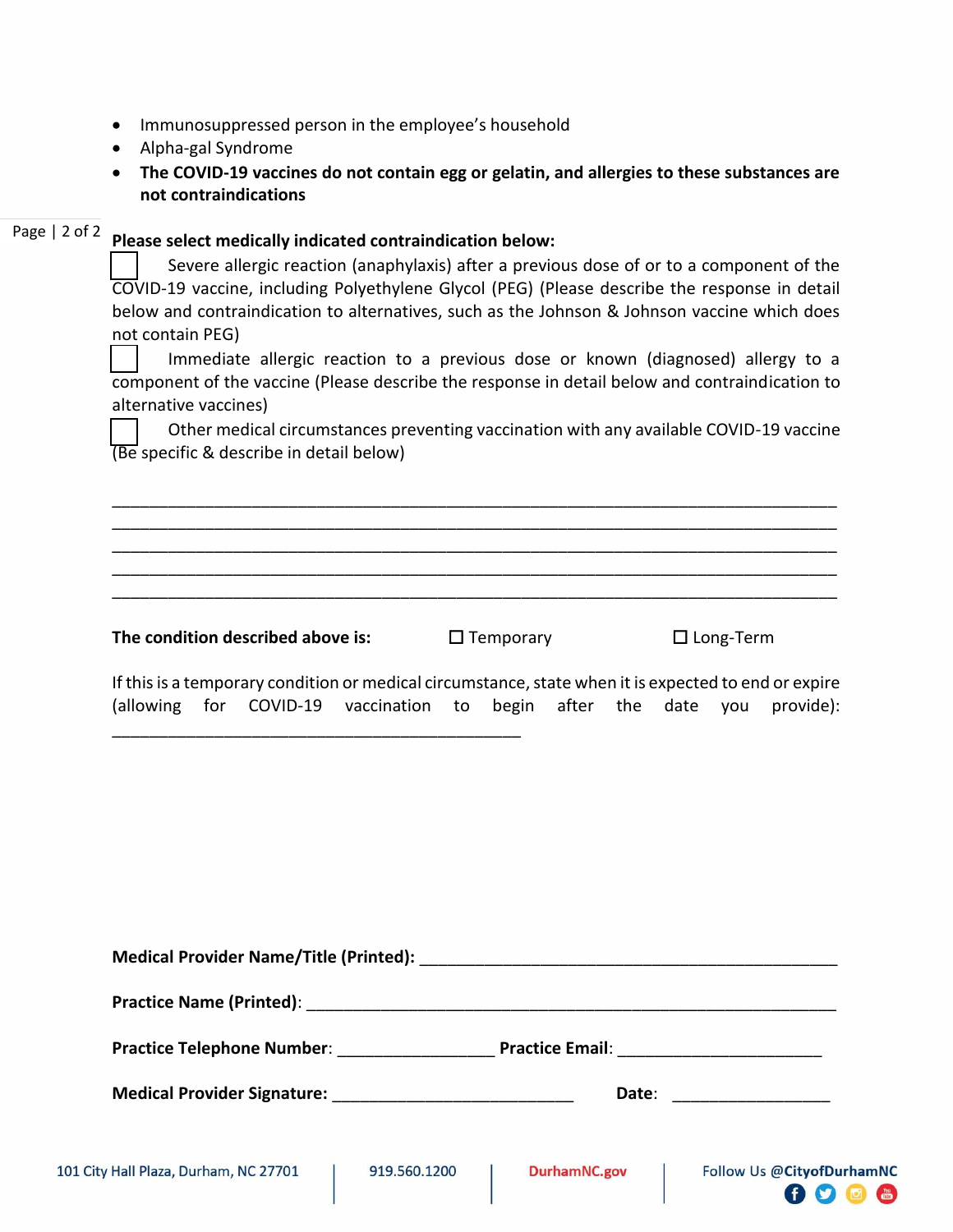- Immunosuppressed person in the employee's household
- Alpha-gal Syndrome
- **The COVID-19 vaccines do not contain egg or gelatin, and allergies to these substances are not contraindications**

**Please select medically indicated contraindication below:**

☐ Severe allergic reaction (anaphylaxis) after a previous dose of or to a component of the COVID-19 vaccine, including Polyethylene Glycol (PEG) (Please describe the response in detail below and contraindication to alternatives, such as the Johnson & Johnson vaccine which does not contain PEG)

☐ Immediate allergic reaction to a previous dose or known (diagnosed) allergy to a component of the vaccine (Please describe the response in detail below and contraindication to alternative vaccines)

☐ Other medical circumstances preventing vaccination with any available COVID-19 vaccine (Be specific & describe in detail below)

_______________________________________________________________________________
_______________________________________________________________________________
_______________________________________________________________________________
_______________________________________________________________________________
_______________________________________________________________________________

**The condition described above is:** ☐ Temporary ☐ Long-Term

If this is a temporary condition or medical circumstance, state when it is expected to end or expire (allowing for COVID-19 vaccination to begin after the date you provide): _____________________________________________

**Medical Provider Name/Title (Printed):** ______________________________________________

**Practice Name (Printed)**: ____________________________________________________________

**Practice Telephone Number**: _________________ **Practice Email**: ______________________

**Medical Provider Signature:** __________________________ **Date**: _________________

101 City Hall Plaza, Durham, NC 27701 | 919.560.1200 | DurhamNC.gov | Follow Us @CityofDurhamNC